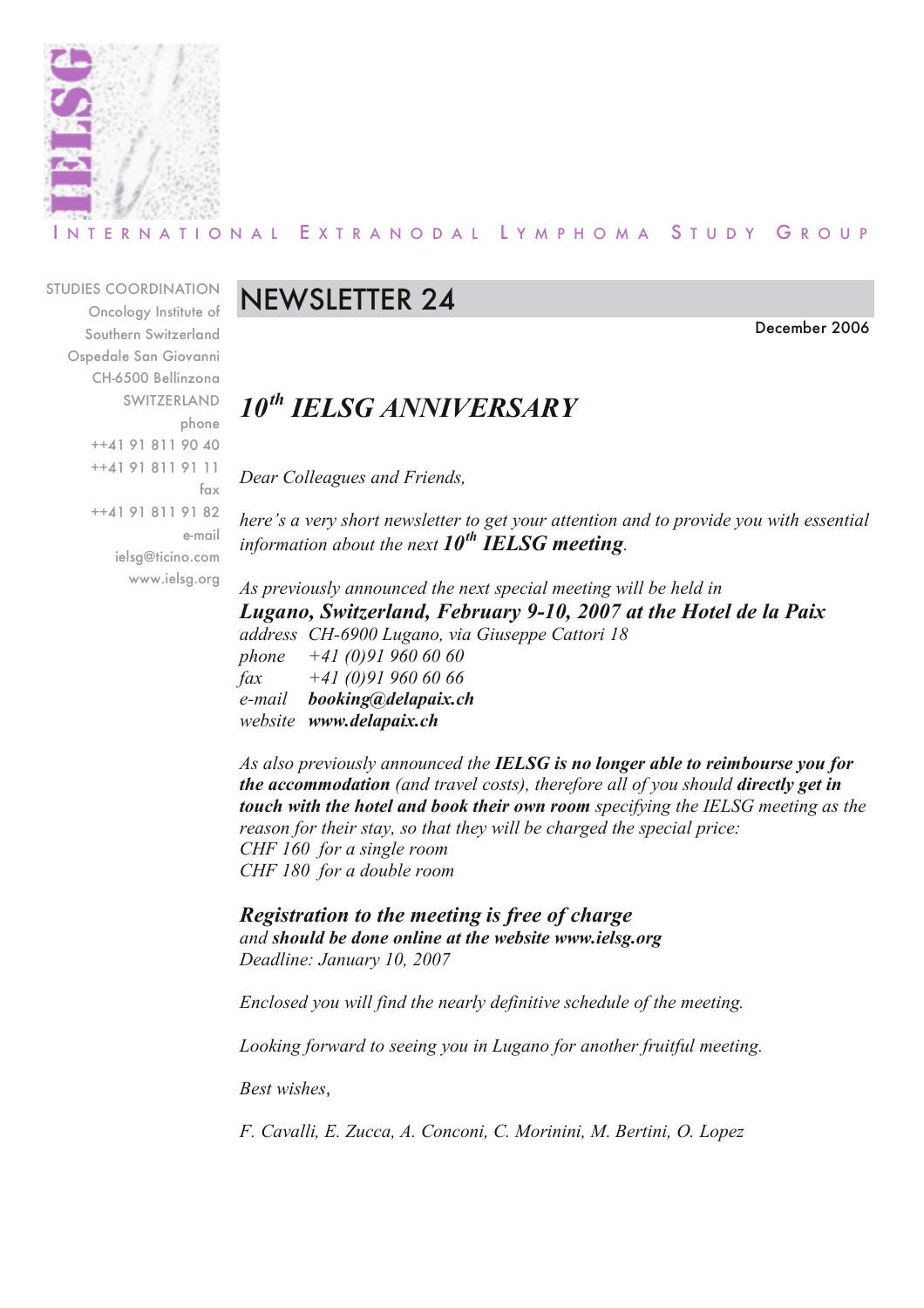INTERNATIONAL EXTRANODAL LYMPHOMA STUDY GROUP

STUDIES COORDINATION
Oncology Institute of
Southern Switzerland
Ospedale San Giovanni
CH-6500 Bellinzona
SWITZERLAND
phone
++41 91 811 90 40
++41 91 811 91 11
fax
++41 91 811 91 82
e-mail
ielsg@ticino.com
www.ielsg.org

# NEWSLETTER 24

December 2006

## *10th IELSG ANNIVERSARY*

*Dear Colleagues and Friends,*

*here's a very short newsletter to get your attention and to provide you with essential information about the next* ***10th IELSG meeting****.*

*As previously announced the next special meeting will be held in*
***Lugano, Switzerland, February 9-10, 2007 at the Hotel de la Paix***
*address CH-6900 Lugano, via Giuseppe Cattori 18*
*phone +41 (0)91 960 60 60*
*fax +41 (0)91 960 60 66*
*e-mail* ***booking@delapaix.ch***
*website* ***www.delapaix.ch***

*As also previously announced the* ***IELSG is no longer able to reimbourse you for the accommodation*** *(and travel costs), therefore all of you should* ***directly get in touch with the hotel and book their own room*** *specifying the IELSG meeting as the reason for their stay, so that they will be charged the special price:*
*CHF 160 for a single room*
*CHF 180 for a double room*

***Registration to the meeting is free of charge***
*and* ***should be done online at the website www.ielsg.org***
*Deadline: January 10, 2007*

*Enclosed you will find the nearly definitive schedule of the meeting.*

*Looking forward to seeing you in Lugano for another fruitful meeting.*

*Best wishes,*

*F. Cavalli, E. Zucca, A. Conconi, C. Morinini, M. Bertini, O. Lopez*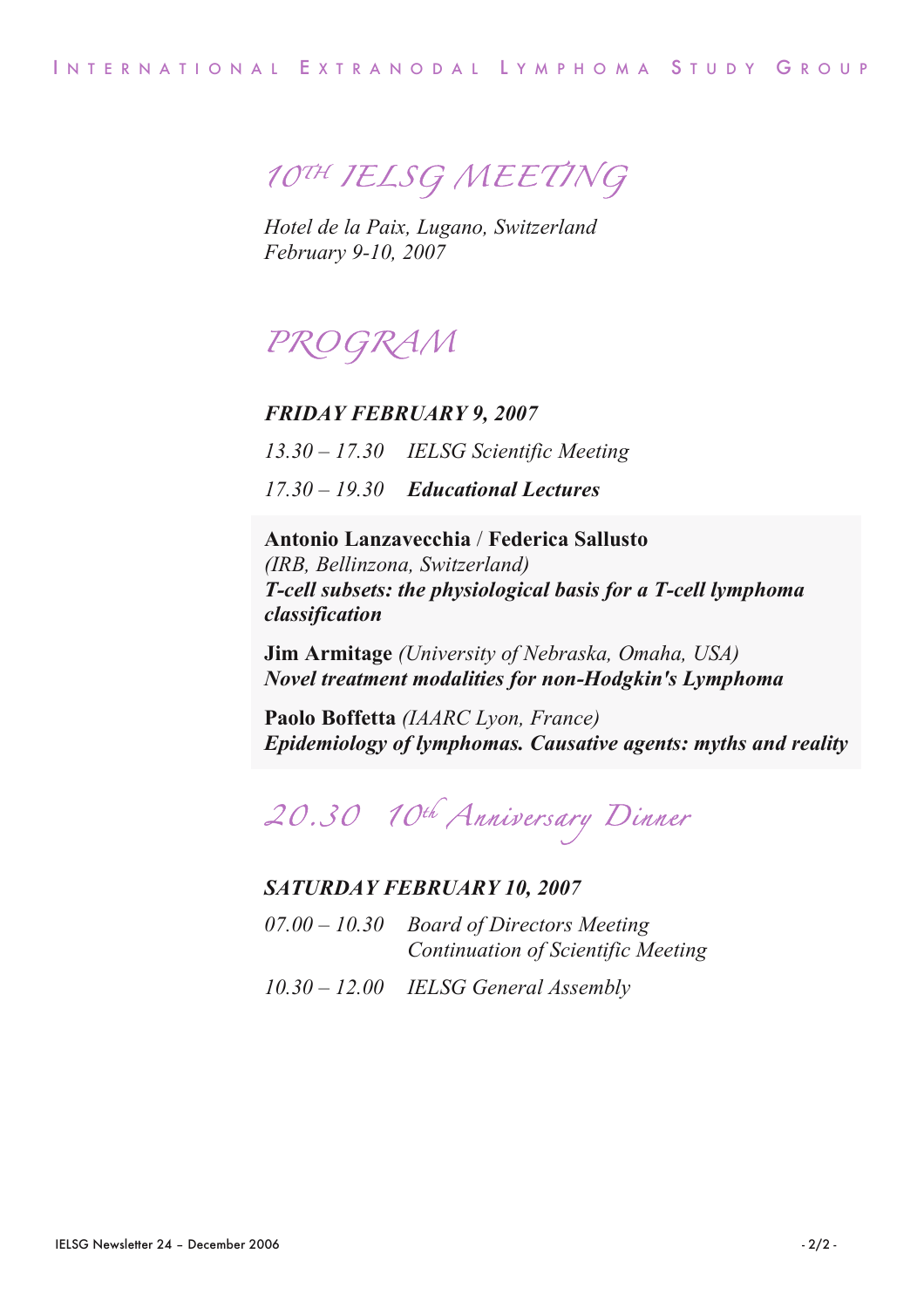# 10TH IELSG MEETING

*Hotel de la Paix, Lugano, Switzerland*
*February 9-10, 2007*

# PROGRAM

***FRIDAY FEBRUARY 9, 2007***

*13.30 – 17.30 IELSG Scientific Meeting*

*17.30 – 19.30* ***Educational Lectures***

**Antonio Lanzavecchia** / **Federica Sallusto**
*(IRB, Bellinzona, Switzerland)*
***T-cell subsets: the physiological basis for a T-cell lymphoma classification***

**Jim Armitage** *(University of Nebraska, Omaha, USA)*
***Novel treatment modalities for non-Hodgkin's Lymphoma***

**Paolo Boffetta** *(IAARC Lyon, France)*
***Epidemiology of lymphomas. Causative agents: myths and reality***

## 20.30 10th Anniversary Dinner

***SATURDAY FEBRUARY 10, 2007***

*07.00 – 10.30 Board of Directors Meeting*
*Continuation of Scientific Meeting*

*10.30 – 12.00 IELSG General Assembly*